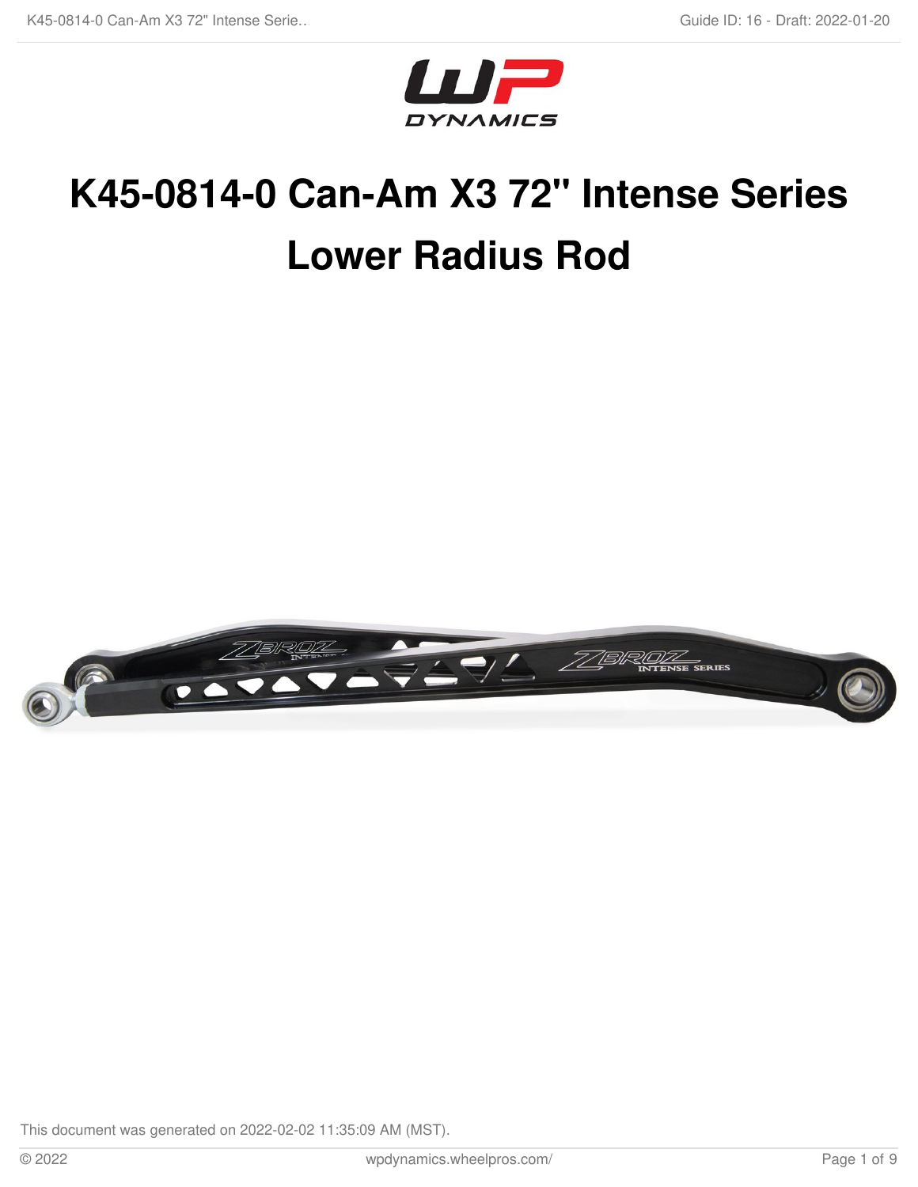# K45-0814-0 Can-Am X3 72" Intense Series Lower Radius Rod

This document was generated on 2022-02-02 11:35:09 AM (MST).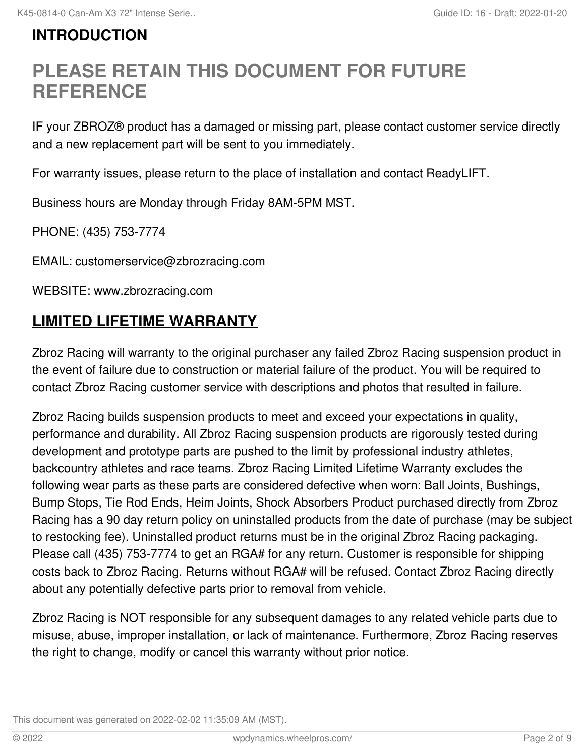## INTRODUCTION

# PLEASE RETAIN THIS DOCUMENT FOR FUTURE REFERENCE

IF your ZBROZ® product has a damaged or missing part, please contact customer service directly and a new replacement part will be sent to you immediately.

For warranty issues, please return to the place of installation and contact ReadyLIFT.

Business hours are Monday through Friday 8AM-5PM MST.

PHONE: (435) 753-7774

EMAIL: customerservice@zbrozracing.com

WEBSITE: www.zbrozracing.com

## LIMITED LIFETIME WARRANTY

Zbroz Racing will warranty to the original purchaser any failed Zbroz Racing suspension product in the event of failure due to construction or material failure of the product. You will be required to contact Zbroz Racing customer service with descriptions and photos that resulted in failure.

Zbroz Racing builds suspension products to meet and exceed your expectations in quality, performance and durability. All Zbroz Racing suspension products are rigorously tested during development and prototype parts are pushed to the limit by professional industry athletes, backcountry athletes and race teams. Zbroz Racing Limited Lifetime Warranty excludes the following wear parts as these parts are considered defective when worn: Ball Joints, Bushings, Bump Stops, Tie Rod Ends, Heim Joints, Shock Absorbers Product purchased directly from Zbroz Racing has a 90 day return policy on uninstalled products from the date of purchase (may be subject to restocking fee). Uninstalled product returns must be in the original Zbroz Racing packaging. Please call (435) 753-7774 to get an RGA# for any return. Customer is responsible for shipping costs back to Zbroz Racing. Returns without RGA# will be refused. Contact Zbroz Racing directly about any potentially defective parts prior to removal from vehicle.

Zbroz Racing is NOT responsible for any subsequent damages to any related vehicle parts due to misuse, abuse, improper installation, or lack of maintenance. Furthermore, Zbroz Racing reserves the right to change, modify or cancel this warranty without prior notice.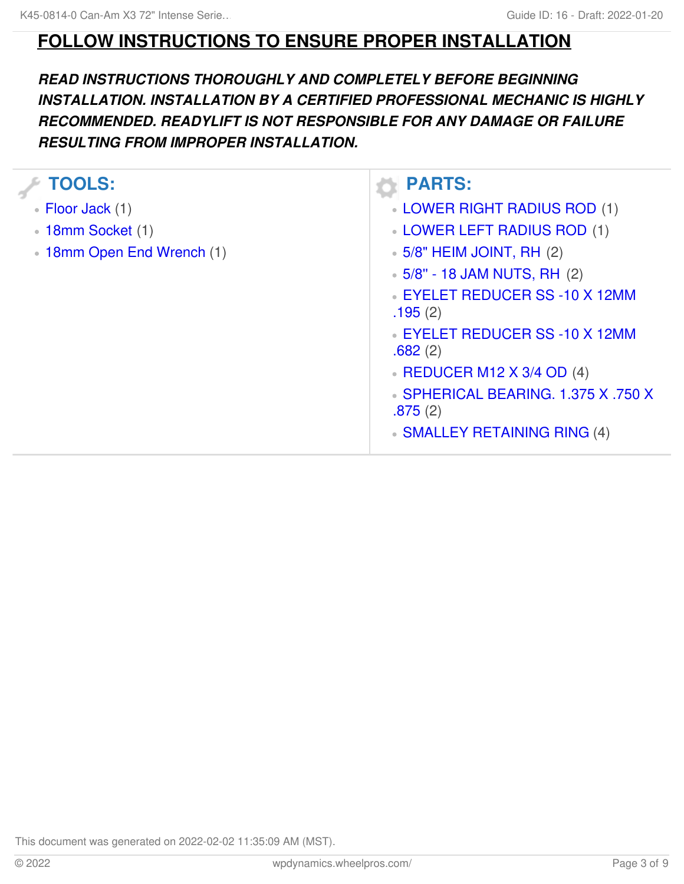## FOLLOW INSTRUCTIONS TO ENSURE PROPER INSTALLATION

***READ INSTRUCTIONS THOROUGHLY AND COMPLETELY BEFORE BEGINNING INSTALLATION. INSTALLATION BY A CERTIFIED PROFESSIONAL MECHANIC IS HIGHLY RECOMMENDED. READYLIFT IS NOT RESPONSIBLE FOR ANY DAMAGE OR FAILURE RESULTING FROM IMPROPER INSTALLATION.***

### TOOLS:

- Floor Jack (1)
- 18mm Socket (1)
- 18mm Open End Wrench (1)

### PARTS:

- LOWER RIGHT RADIUS ROD (1)
- LOWER LEFT RADIUS ROD (1)
- 5/8" HEIM JOINT, RH (2)
- 5/8" - 18 JAM NUTS, RH (2)
- EYELET REDUCER SS -10 X 12MM .195 (2)
- EYELET REDUCER SS -10 X 12MM .682 (2)
- REDUCER M12 X 3/4 OD (4)
- SPHERICAL BEARING. 1.375 X .750 X .875 (2)
- SMALLEY RETAINING RING (4)

This document was generated on 2022-02-02 11:35:09 AM (MST).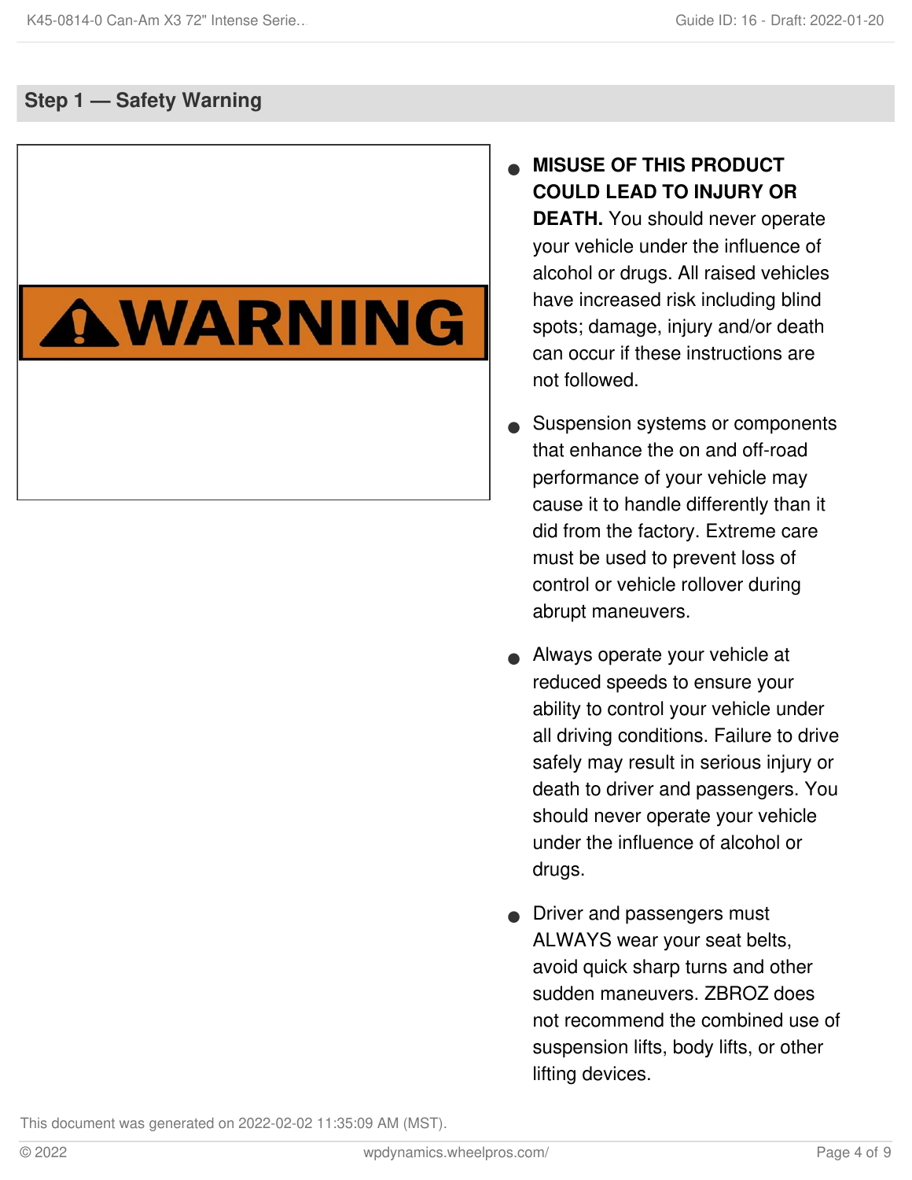## Step 1 — Safety Warning

WARNING

- **MISUSE OF THIS PRODUCT COULD LEAD TO INJURY OR DEATH.** You should never operate your vehicle under the influence of alcohol or drugs. All raised vehicles have increased risk including blind spots; damage, injury and/or death can occur if these instructions are not followed.
- Suspension systems or components that enhance the on and off-road performance of your vehicle may cause it to handle differently than it did from the factory. Extreme care must be used to prevent loss of control or vehicle rollover during abrupt maneuvers.
- Always operate your vehicle at reduced speeds to ensure your ability to control your vehicle under all driving conditions. Failure to drive safely may result in serious injury or death to driver and passengers. You should never operate your vehicle under the influence of alcohol or drugs.
- Driver and passengers must ALWAYS wear your seat belts, avoid quick sharp turns and other sudden maneuvers. ZBROZ does not recommend the combined use of suspension lifts, body lifts, or other lifting devices.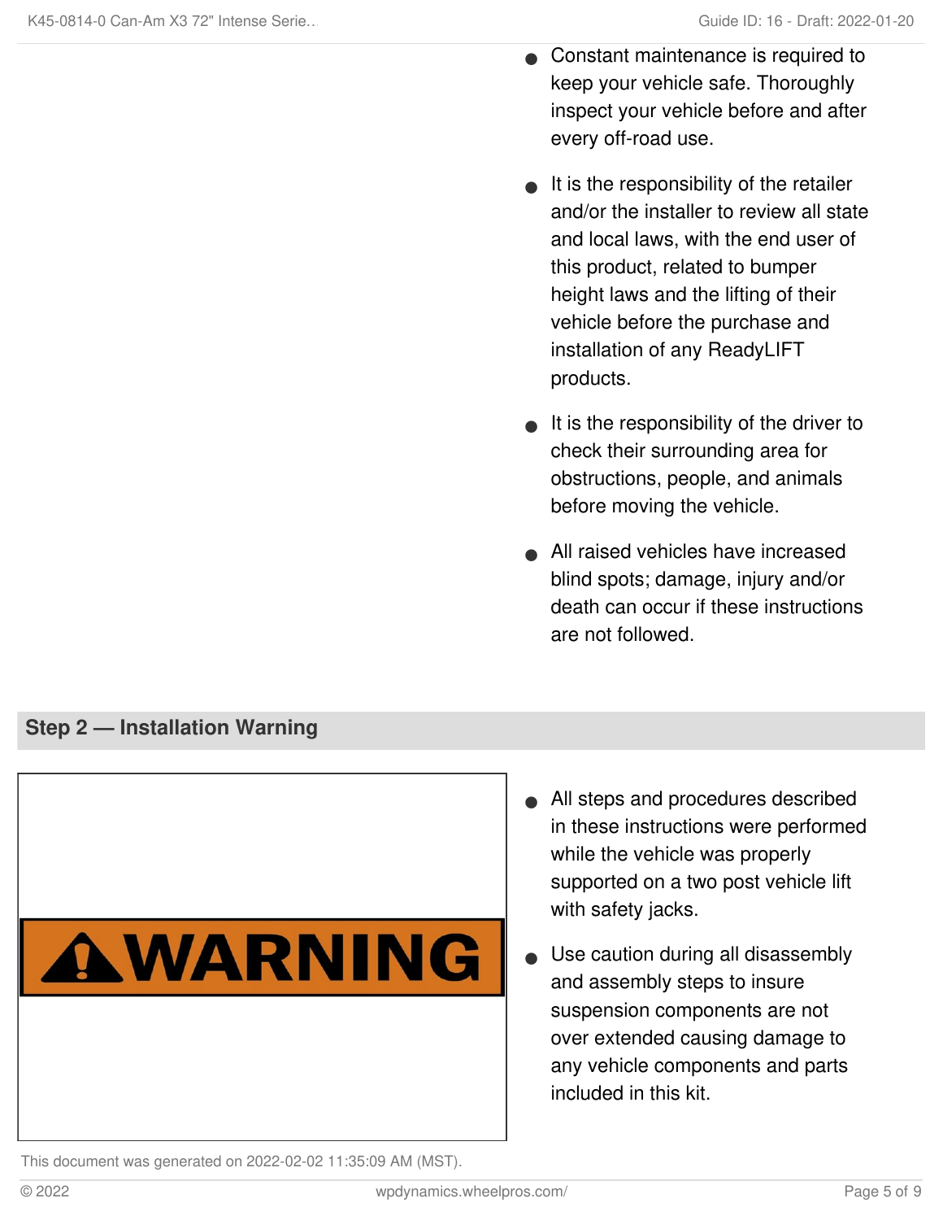- Constant maintenance is required to keep your vehicle safe. Thoroughly inspect your vehicle before and after every off-road use.
- It is the responsibility of the retailer and/or the installer to review all state and local laws, with the end user of this product, related to bumper height laws and the lifting of their vehicle before the purchase and installation of any ReadyLIFT products.
- It is the responsibility of the driver to check their surrounding area for obstructions, people, and animals before moving the vehicle.
- All raised vehicles have increased blind spots; damage, injury and/or death can occur if these instructions are not followed.

## Step 2 — Installation Warning

WARNING

- All steps and procedures described in these instructions were performed while the vehicle was properly supported on a two post vehicle lift with safety jacks.
- Use caution during all disassembly and assembly steps to insure suspension components are not over extended causing damage to any vehicle components and parts included in this kit.

This document was generated on 2022-02-02 11:35:09 AM (MST).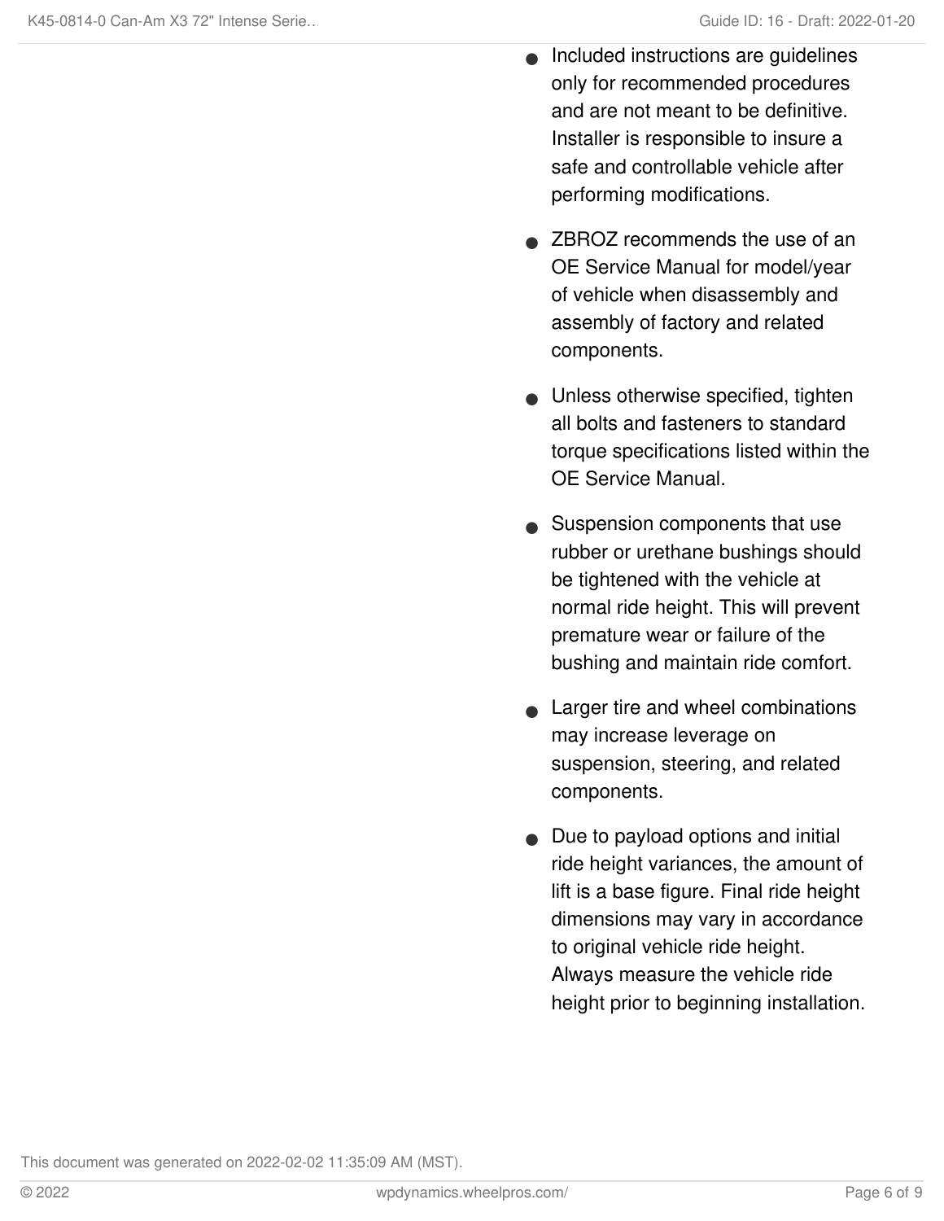- Included instructions are guidelines only for recommended procedures and are not meant to be definitive. Installer is responsible to insure a safe and controllable vehicle after performing modifications.
- ZBROZ recommends the use of an OE Service Manual for model/year of vehicle when disassembly and assembly of factory and related components.
- Unless otherwise specified, tighten all bolts and fasteners to standard torque specifications listed within the OE Service Manual.
- Suspension components that use rubber or urethane bushings should be tightened with the vehicle at normal ride height. This will prevent premature wear or failure of the bushing and maintain ride comfort.
- Larger tire and wheel combinations may increase leverage on suspension, steering, and related components.
- Due to payload options and initial ride height variances, the amount of lift is a base figure. Final ride height dimensions may vary in accordance to original vehicle ride height. Always measure the vehicle ride height prior to beginning installation.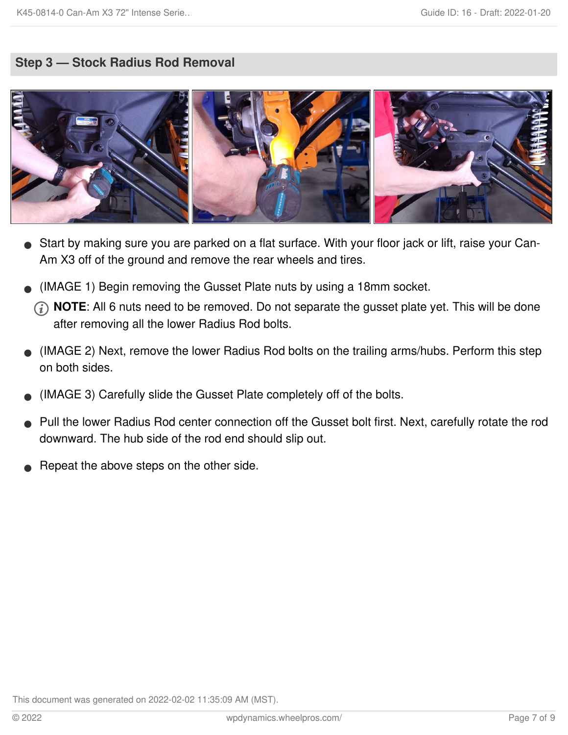## Step 3 — Stock Radius Rod Removal

- Start by making sure you are parked on a flat surface. With your floor jack or lift, raise your Can-Am X3 off of the ground and remove the rear wheels and tires.
- (IMAGE 1) Begin removing the Gusset Plate nuts by using a 18mm socket.

  **NOTE**: All 6 nuts need to be removed. Do not separate the gusset plate yet. This will be done after removing all the lower Radius Rod bolts.

- (IMAGE 2) Next, remove the lower Radius Rod bolts on the trailing arms/hubs. Perform this step on both sides.
- (IMAGE 3) Carefully slide the Gusset Plate completely off of the bolts.
- Pull the lower Radius Rod center connection off the Gusset bolt first. Next, carefully rotate the rod downward. The hub side of the rod end should slip out.
- Repeat the above steps on the other side.

This document was generated on 2022-02-02 11:35:09 AM (MST).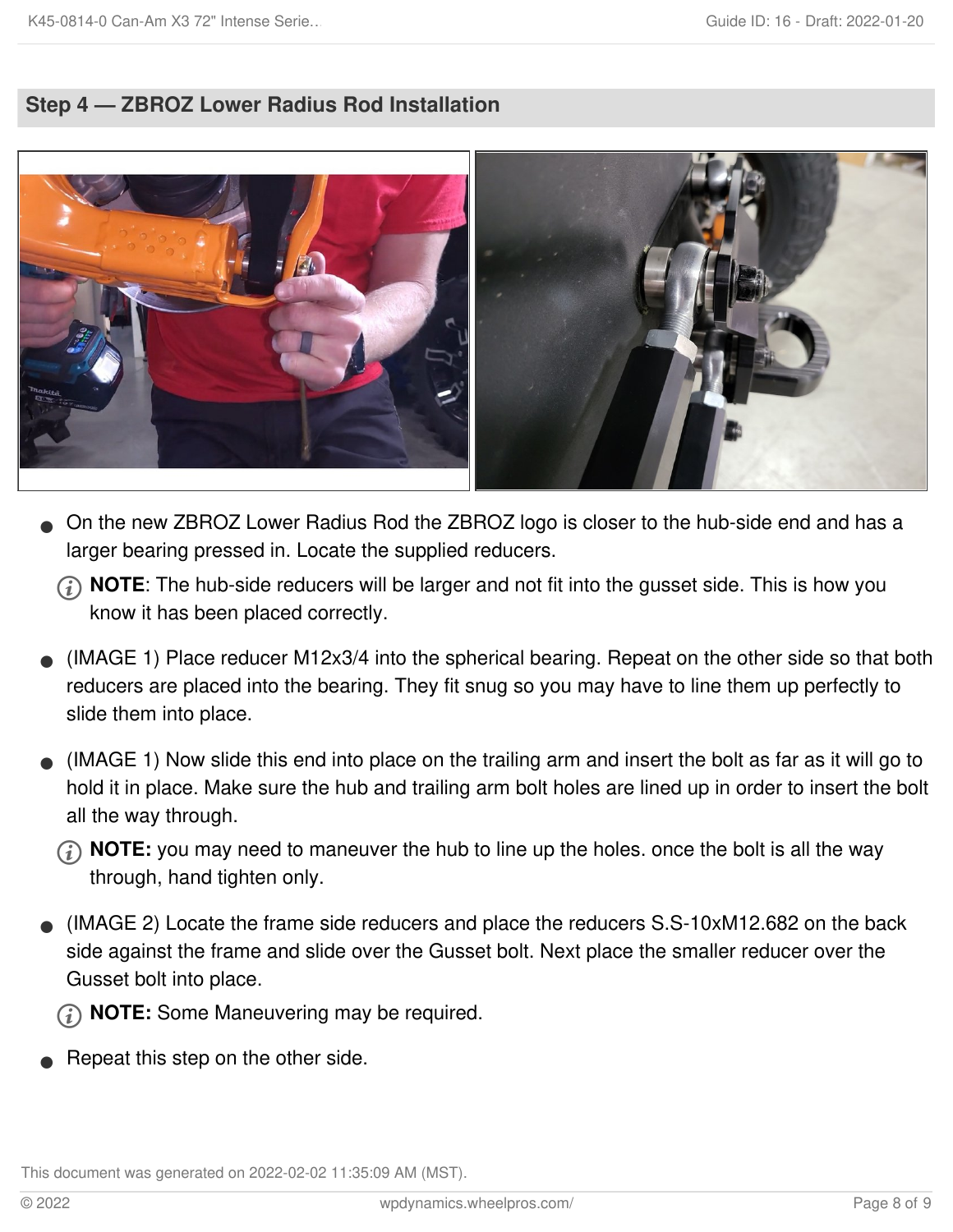## Step 4 — ZBROZ Lower Radius Rod Installation

- On the new ZBROZ Lower Radius Rod the ZBROZ logo is closer to the hub-side end and has a larger bearing pressed in. Locate the supplied reducers.

  **NOTE**: The hub-side reducers will be larger and not fit into the gusset side. This is how you know it has been placed correctly.

- (IMAGE 1) Place reducer M12x3/4 into the spherical bearing. Repeat on the other side so that both reducers are placed into the bearing. They fit snug so you may have to line them up perfectly to slide them into place.

- (IMAGE 1) Now slide this end into place on the trailing arm and insert the bolt as far as it will go to hold it in place. Make sure the hub and trailing arm bolt holes are lined up in order to insert the bolt all the way through.

  **NOTE:** you may need to maneuver the hub to line up the holes. once the bolt is all the way through, hand tighten only.

- (IMAGE 2) Locate the frame side reducers and place the reducers S.S-10xM12.682 on the back side against the frame and slide over the Gusset bolt. Next place the smaller reducer over the Gusset bolt into place.

  **NOTE:** Some Maneuvering may be required.

- Repeat this step on the other side.

This document was generated on 2022-02-02 11:35:09 AM (MST).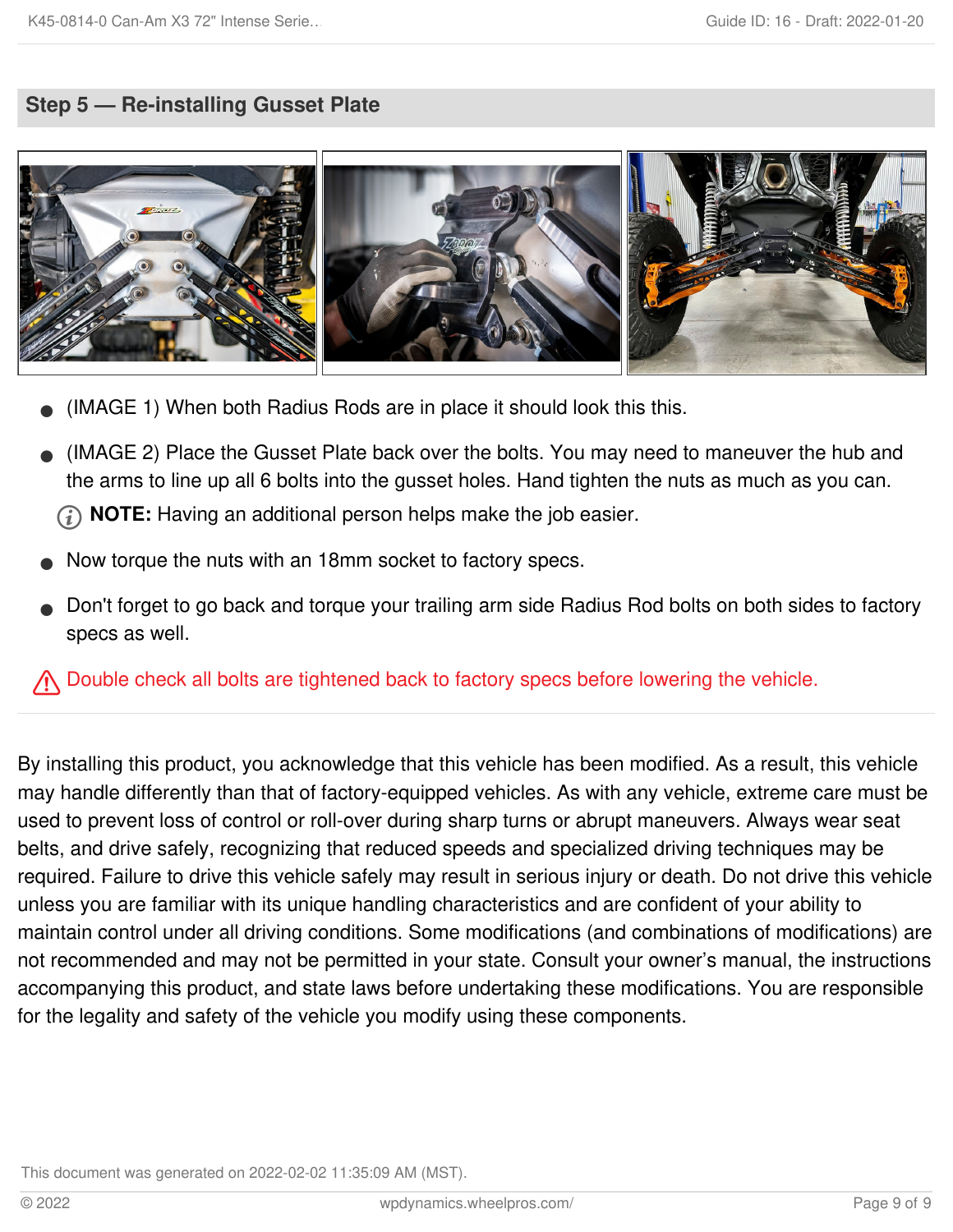## Step 5 — Re-installing Gusset Plate

- (IMAGE 1) When both Radius Rods are in place it should look this this.
- (IMAGE 2) Place the Gusset Plate back over the bolts. You may need to maneuver the hub and the arms to line up all 6 bolts into the gusset holes. Hand tighten the nuts as much as you can.

  **NOTE:** Having an additional person helps make the job easier.
- Now torque the nuts with an 18mm socket to factory specs.
- Don't forget to go back and torque your trailing arm side Radius Rod bolts on both sides to factory specs as well.

Double check all bolts are tightened back to factory specs before lowering the vehicle.

By installing this product, you acknowledge that this vehicle has been modified. As a result, this vehicle may handle differently than that of factory-equipped vehicles. As with any vehicle, extreme care must be used to prevent loss of control or roll-over during sharp turns or abrupt maneuvers. Always wear seat belts, and drive safely, recognizing that reduced speeds and specialized driving techniques may be required. Failure to drive this vehicle safely may result in serious injury or death. Do not drive this vehicle unless you are familiar with its unique handling characteristics and are confident of your ability to maintain control under all driving conditions. Some modifications (and combinations of modifications) are not recommended and may not be permitted in your state. Consult your owner's manual, the instructions accompanying this product, and state laws before undertaking these modifications. You are responsible for the legality and safety of the vehicle you modify using these components.